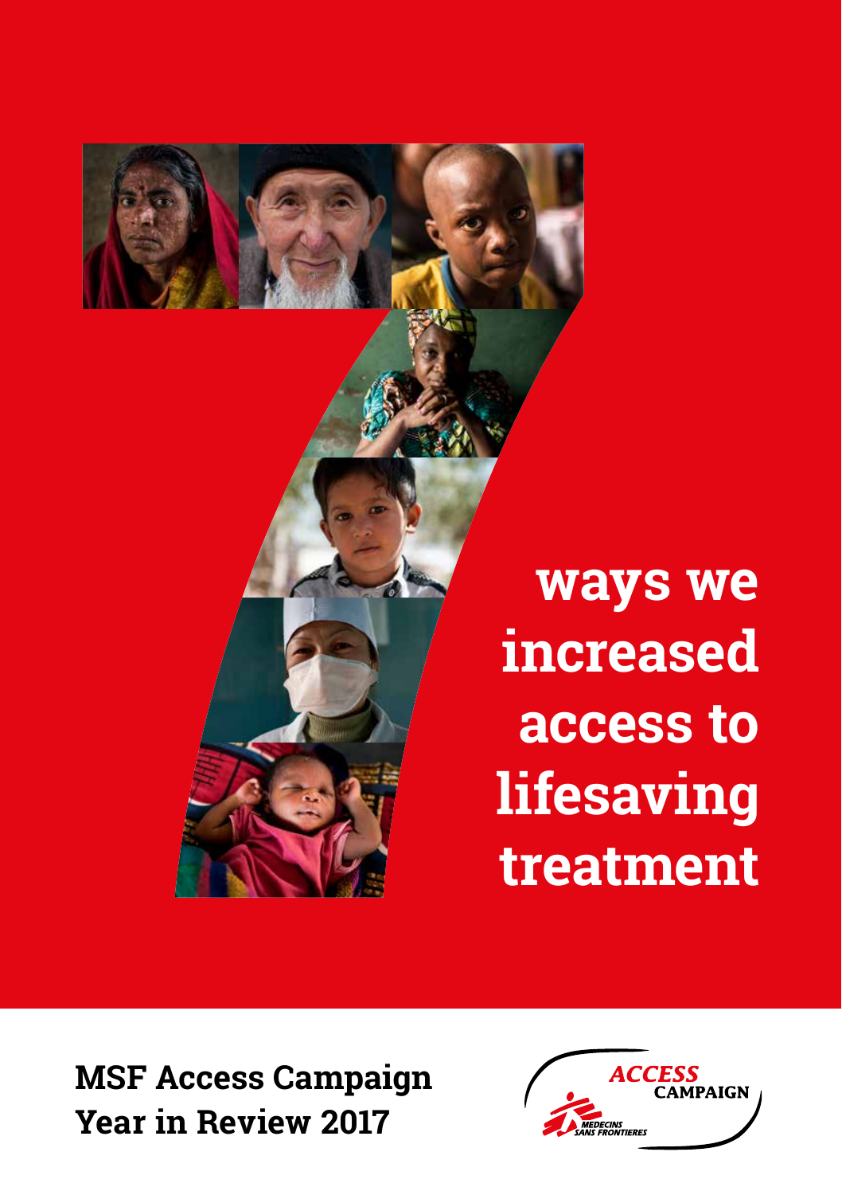# 7 ways we increased access to lifesaving treatment

**MSF Access Campaign**
**Year in Review 2017**

ACCESS CAMPAIGN
MEDECINS SANS FRONTIERES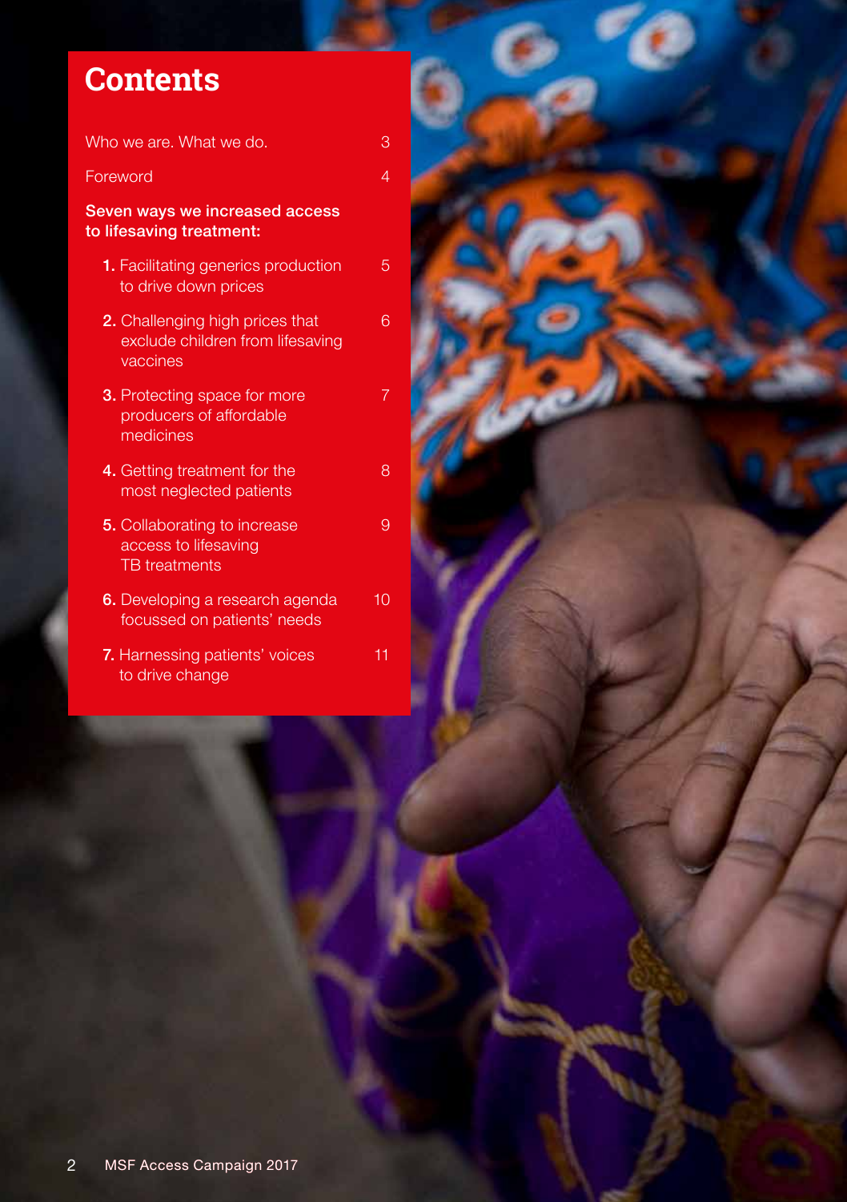# Contents

Who we are. What we do. 3

Foreword 4

**Seven ways we increased access to lifesaving treatment:**

1. Facilitating generics production to drive down prices 5
2. Challenging high prices that exclude children from lifesaving vaccines 6
3. Protecting space for more producers of affordable medicines 7
4. Getting treatment for the most neglected patients 8
5. Collaborating to increase access to lifesaving TB treatments 9
6. Developing a research agenda focussed on patients' needs 10
7. Harnessing patients' voices to drive change 11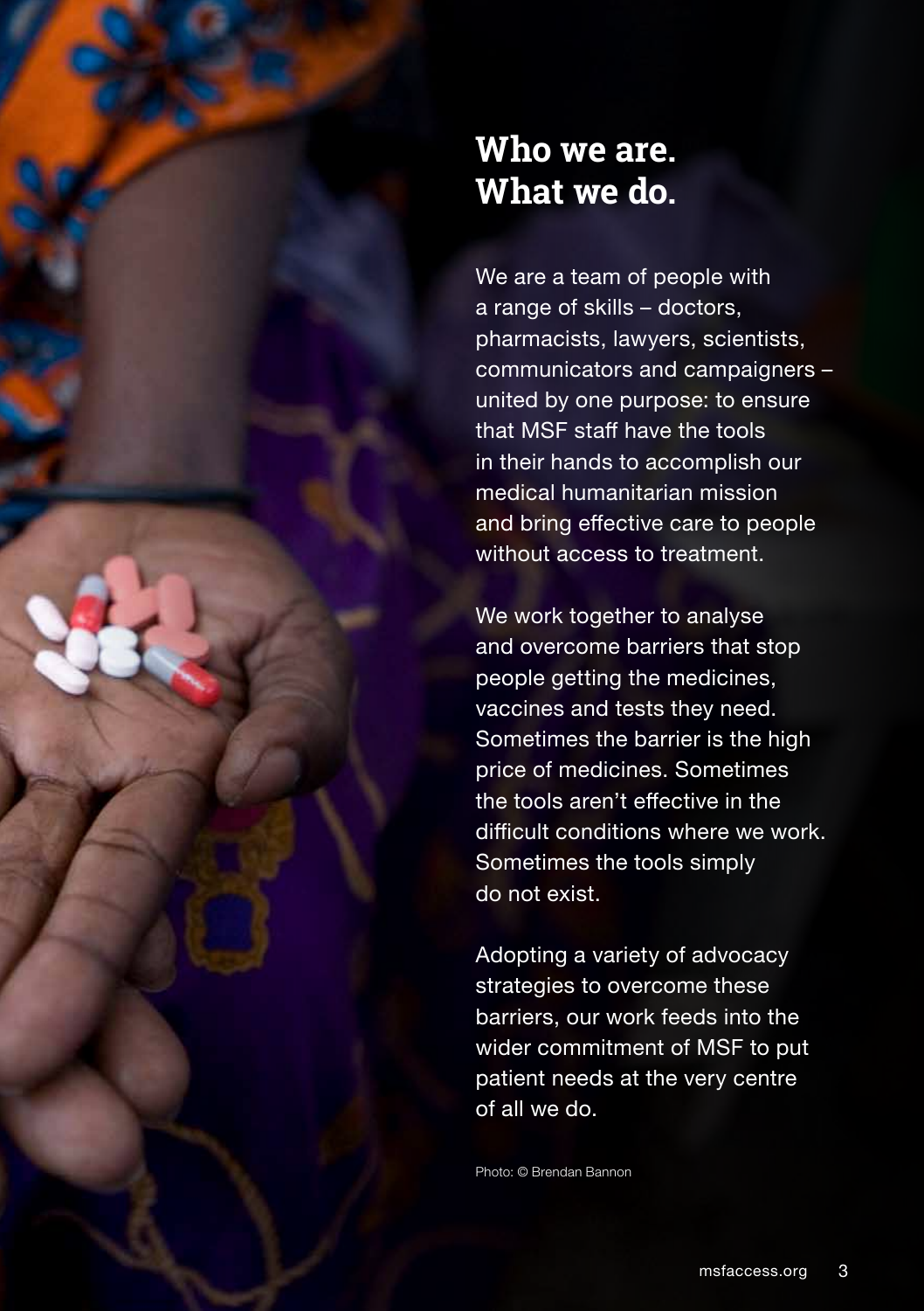# Who we are. What we do.

We are a team of people with a range of skills – doctors, pharmacists, lawyers, scientists, communicators and campaigners – united by one purpose: to ensure that MSF staff have the tools in their hands to accomplish our medical humanitarian mission and bring effective care to people without access to treatment.

We work together to analyse and overcome barriers that stop people getting the medicines, vaccines and tests they need. Sometimes the barrier is the high price of medicines. Sometimes the tools aren't effective in the difficult conditions where we work. Sometimes the tools simply do not exist.

Adopting a variety of advocacy strategies to overcome these barriers, our work feeds into the wider commitment of MSF to put patient needs at the very centre of all we do.

Photo: © Brendan Bannon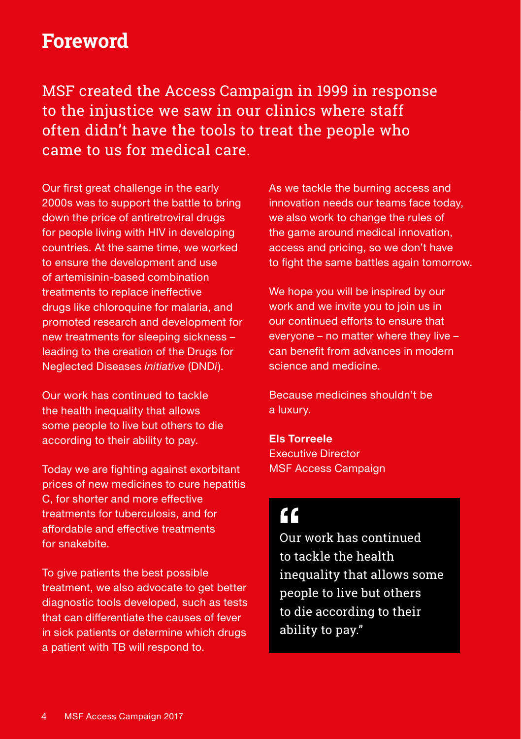# Foreword

MSF created the Access Campaign in 1999 in response to the injustice we saw in our clinics where staff often didn't have the tools to treat the people who came to us for medical care.

Our first great challenge in the early 2000s was to support the battle to bring down the price of antiretroviral drugs for people living with HIV in developing countries. At the same time, we worked to ensure the development and use of artemisinin-based combination treatments to replace ineffective drugs like chloroquine for malaria, and promoted research and development for new treatments for sleeping sickness – leading to the creation of the Drugs for Neglected Diseases *initiative* (DND*i*).

Our work has continued to tackle the health inequality that allows some people to live but others to die according to their ability to pay.

Today we are fighting against exorbitant prices of new medicines to cure hepatitis C, for shorter and more effective treatments for tuberculosis, and for affordable and effective treatments for snakebite.

To give patients the best possible treatment, we also advocate to get better diagnostic tools developed, such as tests that can differentiate the causes of fever in sick patients or determine which drugs a patient with TB will respond to.

As we tackle the burning access and innovation needs our teams face today, we also work to change the rules of the game around medical innovation, access and pricing, so we don't have to fight the same battles again tomorrow.

We hope you will be inspired by our work and we invite you to join us in our continued efforts to ensure that everyone – no matter where they live – can benefit from advances in modern science and medicine.

Because medicines shouldn't be a luxury.

**Els Torreele**
Executive Director
MSF Access Campaign

> "Our work has continued to tackle the health inequality that allows some people to live but others to die according to their ability to pay."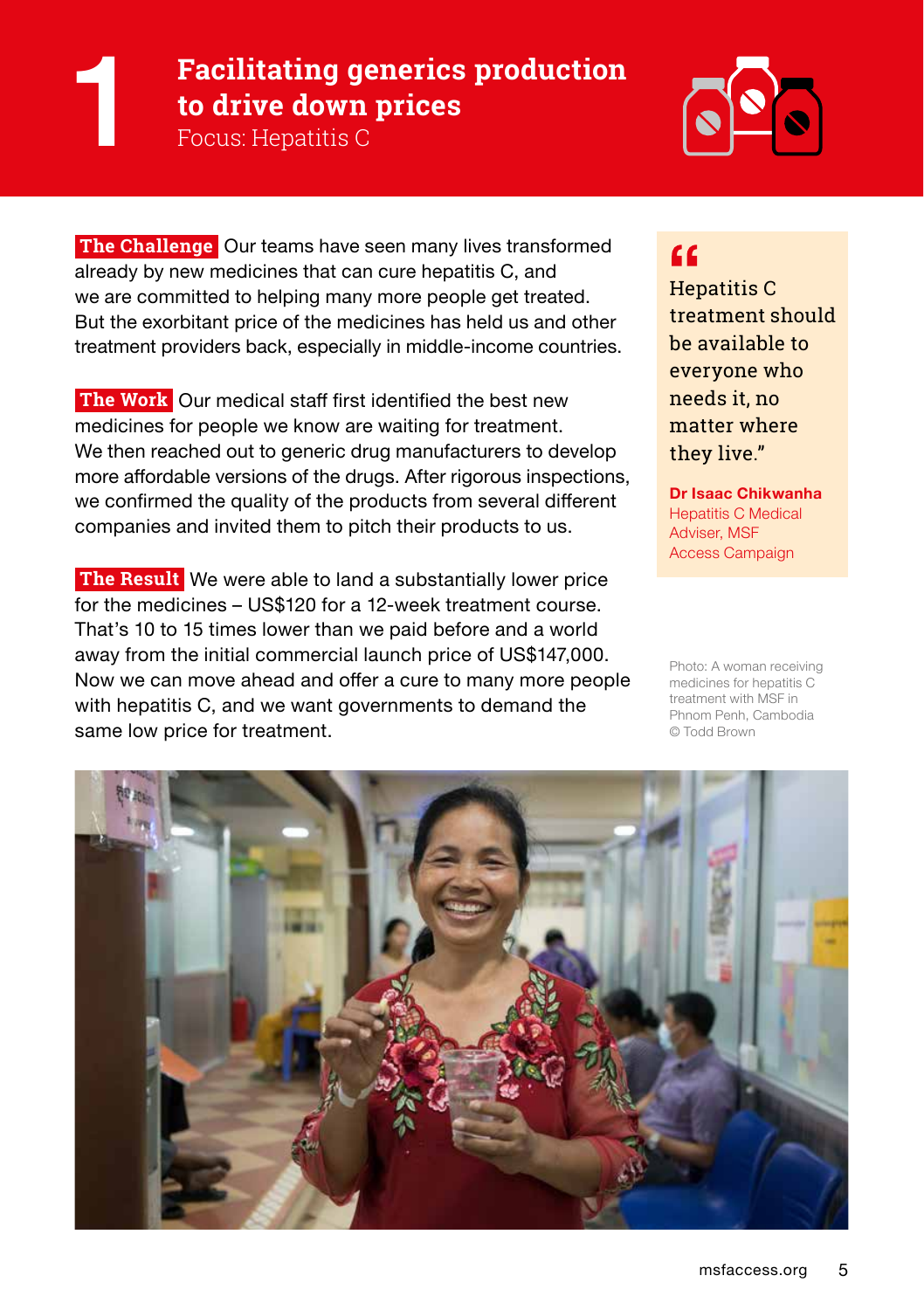# 1 Facilitating generics production to drive down prices

Focus: Hepatitis C

**The Challenge** Our teams have seen many lives transformed already by new medicines that can cure hepatitis C, and we are committed to helping many more people get treated. But the exorbitant price of the medicines has held us and other treatment providers back, especially in middle-income countries.

**The Work** Our medical staff first identified the best new medicines for people we know are waiting for treatment. We then reached out to generic drug manufacturers to develop more affordable versions of the drugs. After rigorous inspections, we confirmed the quality of the products from several different companies and invited them to pitch their products to us.

**The Result** We were able to land a substantially lower price for the medicines – US$120 for a 12-week treatment course. That's 10 to 15 times lower than we paid before and a world away from the initial commercial launch price of US$147,000. Now we can move ahead and offer a cure to many more people with hepatitis C, and we want governments to demand the same low price for treatment.

> "Hepatitis C treatment should be available to everyone who needs it, no matter where they live."
>
> **Dr Isaac Chikwanha**
> Hepatitis C Medical Adviser, MSF Access Campaign

Photo: A woman receiving medicines for hepatitis C treatment with MSF in Phnom Penh, Cambodia © Todd Brown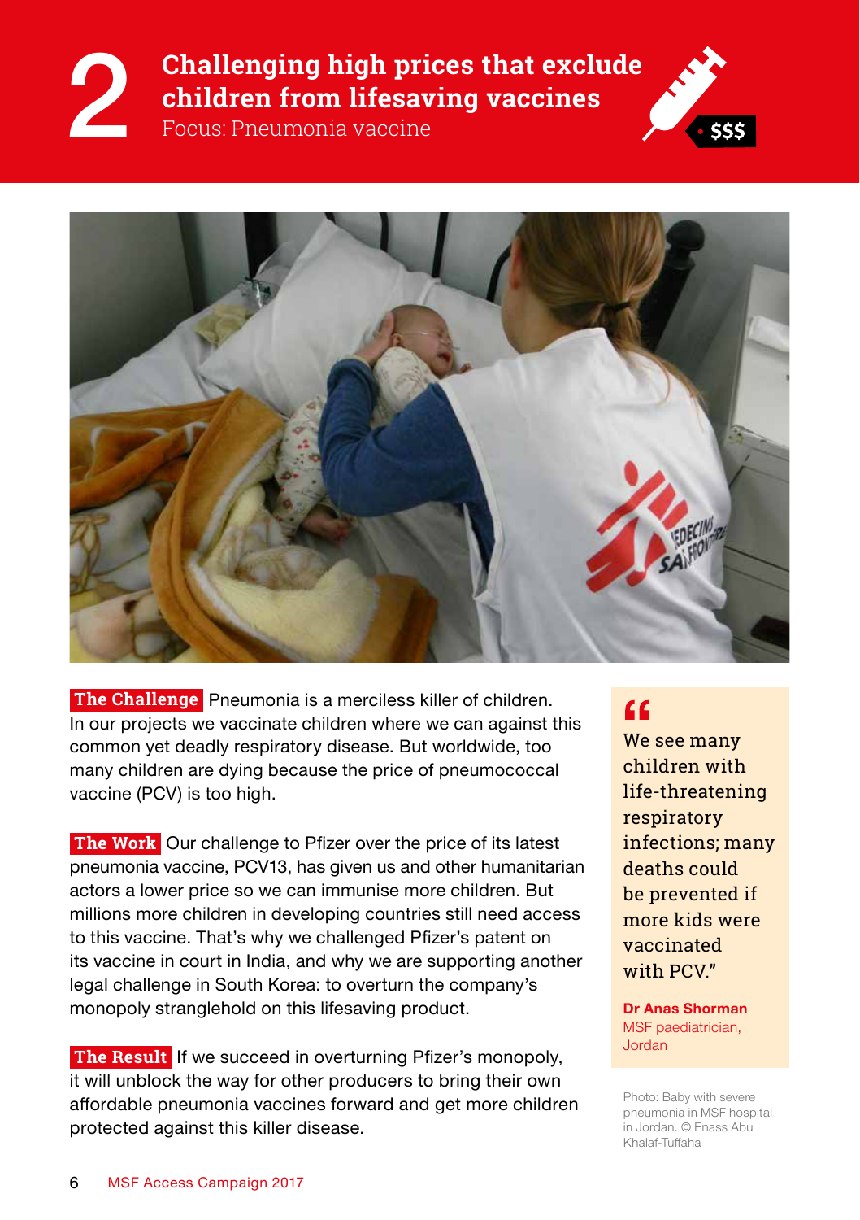# 2 Challenging high prices that exclude children from lifesaving vaccines

Focus: Pneumonia vaccine

$$$

**The Challenge** Pneumonia is a merciless killer of children. In our projects we vaccinate children where we can against this common yet deadly respiratory disease. But worldwide, too many children are dying because the price of pneumococcal vaccine (PCV) is too high.

**The Work** Our challenge to Pfizer over the price of its latest pneumonia vaccine, PCV13, has given us and other humanitarian actors a lower price so we can immunise more children. But millions more children in developing countries still need access to this vaccine. That's why we challenged Pfizer's patent on its vaccine in court in India, and why we are supporting another legal challenge in South Korea: to overturn the company's monopoly stranglehold on this lifesaving product.

**The Result** If we succeed in overturning Pfizer's monopoly, it will unblock the way for other producers to bring their own affordable pneumonia vaccines forward and get more children protected against this killer disease.

> "We see many children with life-threatening respiratory infections; many deaths could be prevented if more kids were vaccinated with PCV."
>
> **Dr Anas Shorman**
> MSF paediatrician, Jordan

Photo: Baby with severe pneumonia in MSF hospital in Jordan. © Enass Abu Khalaf-Tuffaha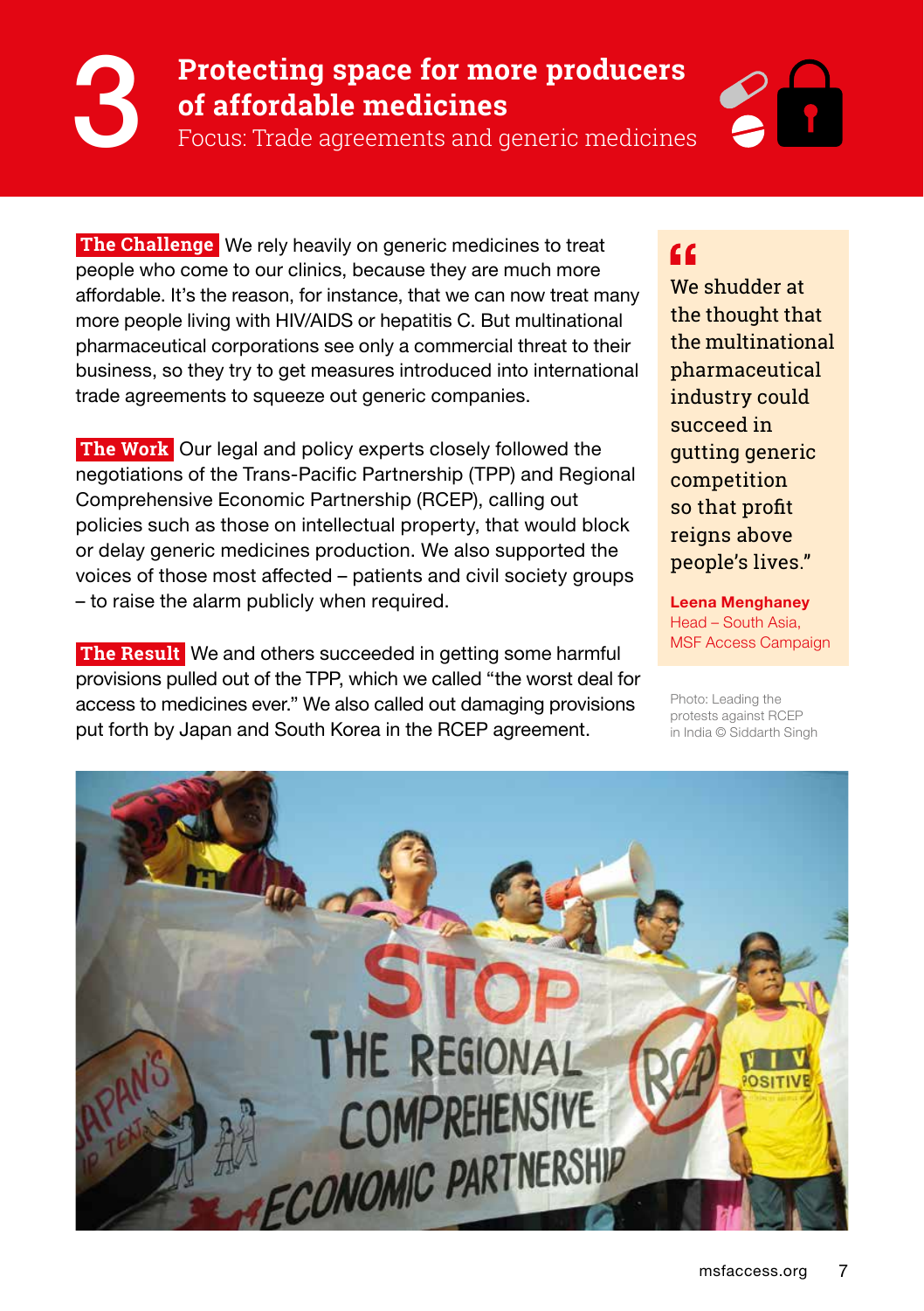# 3 Protecting space for more producers of affordable medicines

Focus: Trade agreements and generic medicines

**The Challenge** We rely heavily on generic medicines to treat people who come to our clinics, because they are much more affordable. It's the reason, for instance, that we can now treat many more people living with HIV/AIDS or hepatitis C. But multinational pharmaceutical corporations see only a commercial threat to their business, so they try to get measures introduced into international trade agreements to squeeze out generic companies.

**The Work** Our legal and policy experts closely followed the negotiations of the Trans-Pacific Partnership (TPP) and Regional Comprehensive Economic Partnership (RCEP), calling out policies such as those on intellectual property, that would block or delay generic medicines production. We also supported the voices of those most affected – patients and civil society groups – to raise the alarm publicly when required.

**The Result** We and others succeeded in getting some harmful provisions pulled out of the TPP, which we called "the worst deal for access to medicines ever." We also called out damaging provisions put forth by Japan and South Korea in the RCEP agreement.

> "We shudder at the thought that the multinational pharmaceutical industry could succeed in gutting generic competition so that profit reigns above people's lives."
>
> **Leena Menghaney**
> Head – South Asia, MSF Access Campaign

Photo: Leading the protests against RCEP in India © Siddarth Singh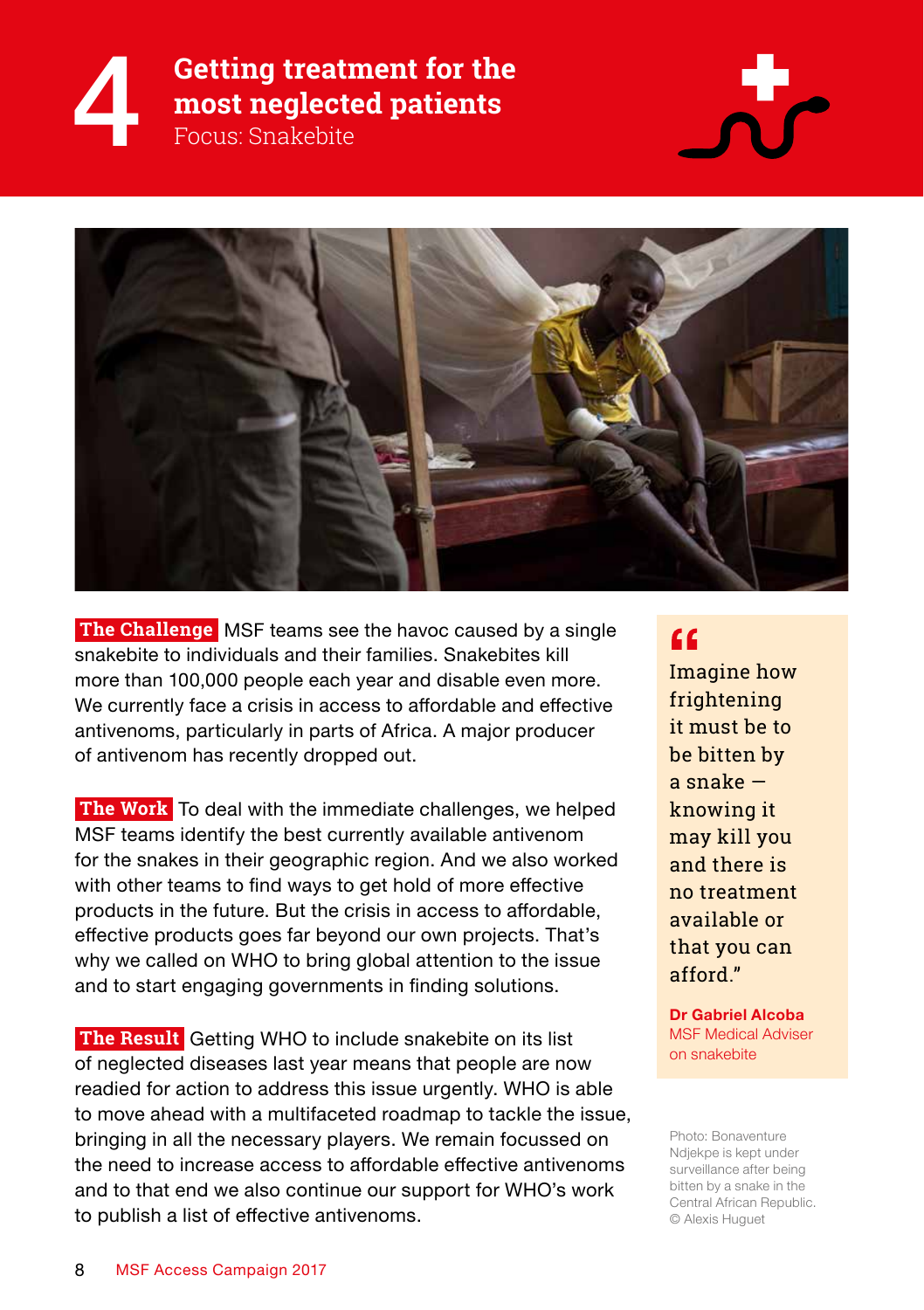# 4 Getting treatment for the most neglected patients

Focus: Snakebite

**The Challenge** MSF teams see the havoc caused by a single snakebite to individuals and their families. Snakebites kill more than 100,000 people each year and disable even more. We currently face a crisis in access to affordable and effective antivenoms, particularly in parts of Africa. A major producer of antivenom has recently dropped out.

**The Work** To deal with the immediate challenges, we helped MSF teams identify the best currently available antivenom for the snakes in their geographic region. And we also worked with other teams to find ways to get hold of more effective products in the future. But the crisis in access to affordable, effective products goes far beyond our own projects. That's why we called on WHO to bring global attention to the issue and to start engaging governments in finding solutions.

**The Result** Getting WHO to include snakebite on its list of neglected diseases last year means that people are now readied for action to address this issue urgently. WHO is able to move ahead with a multifaceted roadmap to tackle the issue, bringing in all the necessary players. We remain focussed on the need to increase access to affordable effective antivenoms and to that end we also continue our support for WHO's work to publish a list of effective antivenoms.

> "Imagine how frightening it must be to be bitten by a snake – knowing it may kill you and there is no treatment available or that you can afford."
>
> **Dr Gabriel Alcoba**
> MSF Medical Adviser on snakebite

Photo: Bonaventure Ndjekpe is kept under surveillance after being bitten by a snake in the Central African Republic. © Alexis Huguet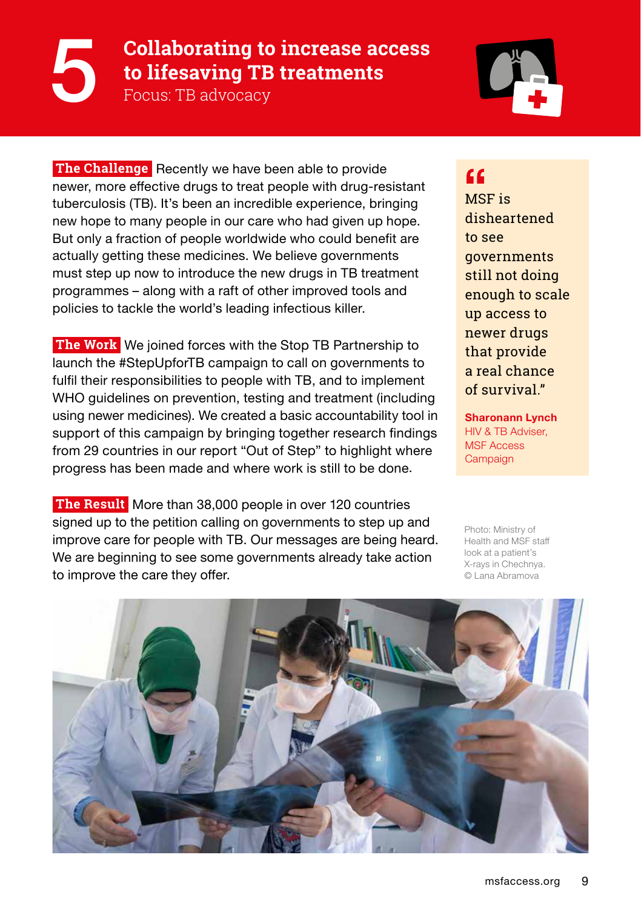# 5 Collaborating to increase access to lifesaving TB treatments

Focus: TB advocacy

**The Challenge** Recently we have been able to provide newer, more effective drugs to treat people with drug-resistant tuberculosis (TB). It's been an incredible experience, bringing new hope to many people in our care who had given up hope. But only a fraction of people worldwide who could benefit are actually getting these medicines. We believe governments must step up now to introduce the new drugs in TB treatment programmes – along with a raft of other improved tools and policies to tackle the world's leading infectious killer.

**The Work** We joined forces with the Stop TB Partnership to launch the #StepUpforTB campaign to call on governments to fulfil their responsibilities to people with TB, and to implement WHO guidelines on prevention, testing and treatment (including using newer medicines). We created a basic accountability tool in support of this campaign by bringing together research findings from 29 countries in our report "Out of Step" to highlight where progress has been made and where work is still to be done.

**The Result** More than 38,000 people in over 120 countries signed up to the petition calling on governments to step up and improve care for people with TB. Our messages are being heard. We are beginning to see some governments already take action to improve the care they offer.

> "MSF is disheartened to see governments still not doing enough to scale up access to newer drugs that provide a real chance of survival."
>
> **Sharonann Lynch**
> HIV & TB Adviser, MSF Access Campaign

Photo: Ministry of Health and MSF staff look at a patient's X-rays in Chechnya. © Lana Abramova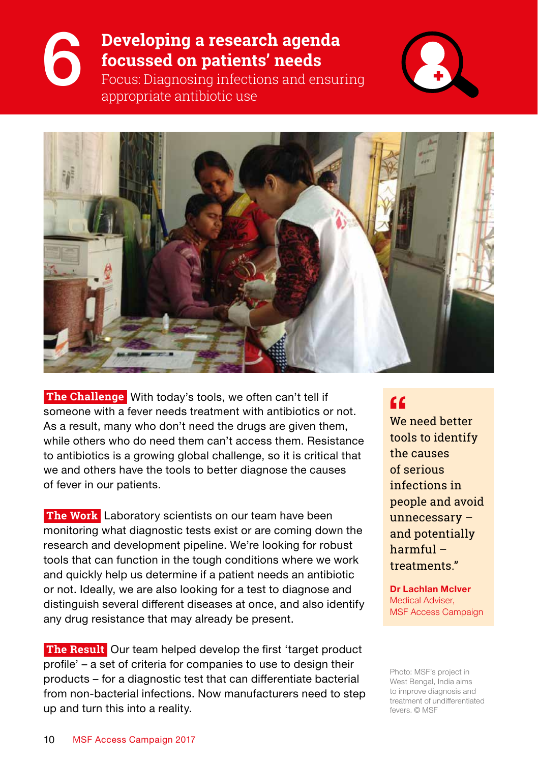# 6 Developing a research agenda focussed on patients' needs

Focus: Diagnosing infections and ensuring appropriate antibiotic use

**The Challenge** With today's tools, we often can't tell if someone with a fever needs treatment with antibiotics or not. As a result, many who don't need the drugs are given them, while others who do need them can't access them. Resistance to antibiotics is a growing global challenge, so it is critical that we and others have the tools to better diagnose the causes of fever in our patients.

**The Work** Laboratory scientists on our team have been monitoring what diagnostic tests exist or are coming down the research and development pipeline. We're looking for robust tools that can function in the tough conditions where we work and quickly help us determine if a patient needs an antibiotic or not. Ideally, we are also looking for a test to diagnose and distinguish several different diseases at once, and also identify any drug resistance that may already be present.

**The Result** Our team helped develop the first 'target product profile' – a set of criteria for companies to use to design their products – for a diagnostic test that can differentiate bacterial from non-bacterial infections. Now manufacturers need to step up and turn this into a reality.

> "We need better tools to identify the causes of serious infections in people and avoid unnecessary – and potentially harmful – treatments."
>
> **Dr Lachlan McIver**
> Medical Adviser,
> MSF Access Campaign

Photo: MSF's project in West Bengal, India aims to improve diagnosis and treatment of undifferentiated fevers. © MSF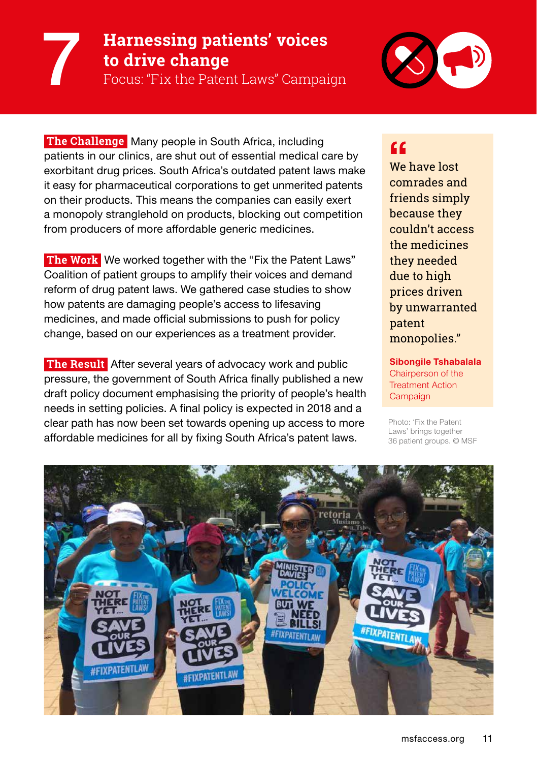# 7 Harnessing patients' voices to drive change

Focus: "Fix the Patent Laws" Campaign

**The Challenge** Many people in South Africa, including patients in our clinics, are shut out of essential medical care by exorbitant drug prices. South Africa's outdated patent laws make it easy for pharmaceutical corporations to get unmerited patents on their products. This means the companies can easily exert a monopoly stranglehold on products, blocking out competition from producers of more affordable generic medicines.

**The Work** We worked together with the "Fix the Patent Laws" Coalition of patient groups to amplify their voices and demand reform of drug patent laws. We gathered case studies to show how patents are damaging people's access to lifesaving medicines, and made official submissions to push for policy change, based on our experiences as a treatment provider.

**The Result** After several years of advocacy work and public pressure, the government of South Africa finally published a new draft policy document emphasising the priority of people's health needs in setting policies. A final policy is expected in 2018 and a clear path has now been set towards opening up access to more affordable medicines for all by fixing South Africa's patent laws.

> "We have lost comrades and friends simply because they couldn't access the medicines they needed due to high prices driven by unwarranted patent monopolies."
>
> **Sibongile Tshabalala**
> Chairperson of the Treatment Action Campaign

Photo: 'Fix the Patent Laws' brings together 36 patient groups. © MSF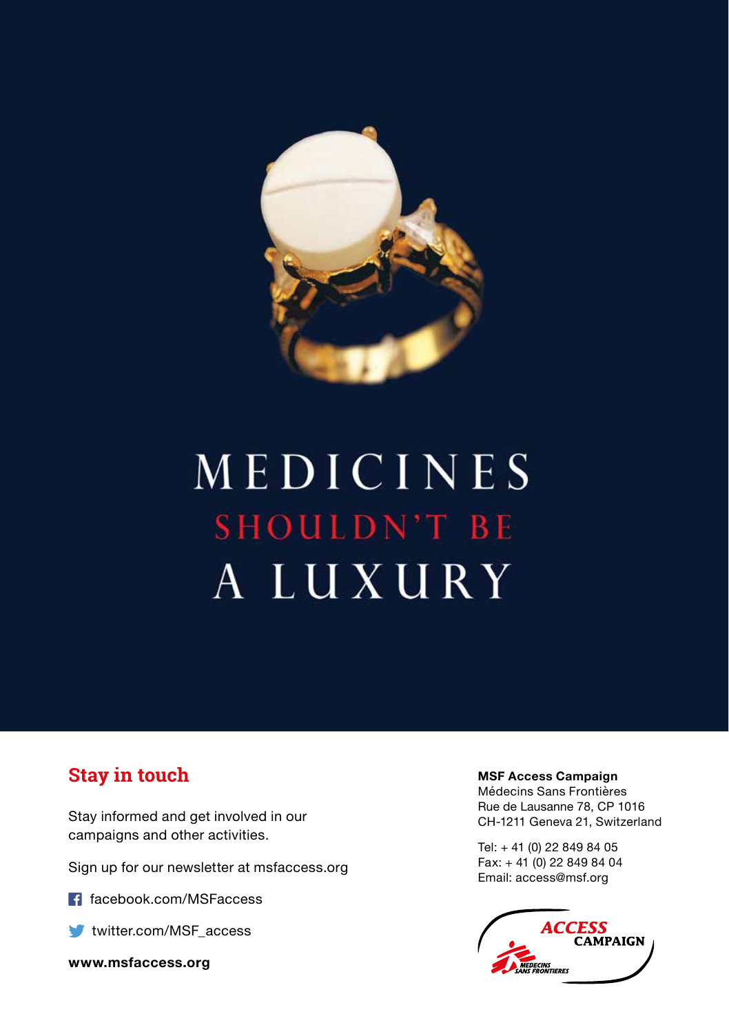# MEDICINES SHOULDN'T BE A LUXURY

## Stay in touch

Stay informed and get involved in our campaigns and other activities.

Sign up for our newsletter at msfaccess.org

facebook.com/MSFaccess

twitter.com/MSF_access

**www.msfaccess.org**

**MSF Access Campaign**
Médecins Sans Frontières
Rue de Lausanne 78, CP 1016
CH-1211 Geneva 21, Switzerland

Tel: + 41 (0) 22 849 84 05
Fax: + 41 (0) 22 849 84 04
Email: access@msf.org

ACCESS CAMPAIGN
MEDECINS SANS FRONTIERES